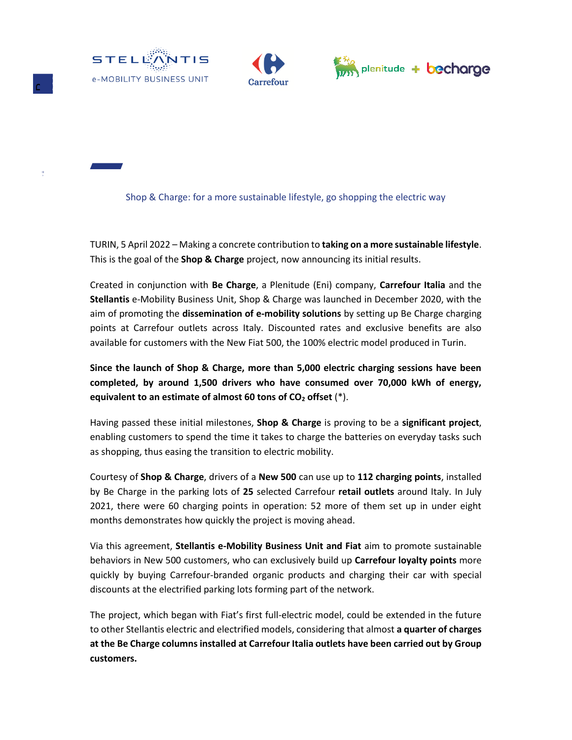## Shop & Charge: for a more sustainable lifestyle, go shopping the electric way

TURIN, 5 April 2022 – Making a concrete contribution to **taking on a more sustainable lifestyle**. This is the goal of the **Shop & Charge** project, now announcing its initial results.

Created in conjunction with **Be Charge**, a Plenitude (Eni) company, **Carrefour Italia** and the **Stellantis** e-Mobility Business Unit, Shop & Charge was launched in December 2020, with the aim of promoting the **dissemination of e-mobility solutions** by setting up Be Charge charging points at Carrefour outlets across Italy. Discounted rates and exclusive benefits are also available for customers with the New Fiat 500, the 100% electric model produced in Turin.

**Since the launch of Shop & Charge, more than 5,000 electric charging sessions have been completed, by around 1,500 drivers who have consumed over 70,000 kWh of energy, equivalent to an estimate of almost 60 tons of $CO_2$ offset** (*).

Having passed these initial milestones, **Shop & Charge** is proving to be a **significant project**, enabling customers to spend the time it takes to charge the batteries on everyday tasks such as shopping, thus easing the transition to electric mobility.

Courtesy of **Shop & Charge**, drivers of a **New 500** can use up to **112 charging points**, installed by Be Charge in the parking lots of **25** selected Carrefour **retail outlets** around Italy. In July 2021, there were 60 charging points in operation: 52 more of them set up in under eight months demonstrates how quickly the project is moving ahead.

Via this agreement, **Stellantis e-Mobility Business Unit and Fiat** aim to promote sustainable behaviors in New 500 customers, who can exclusively build up **Carrefour loyalty points** more quickly by buying Carrefour-branded organic products and charging their car with special discounts at the electrified parking lots forming part of the network.

The project, which began with Fiat's first full-electric model, could be extended in the future to other Stellantis electric and electrified models, considering that almost **a quarter of charges at the Be Charge columns installed at Carrefour Italia outlets have been carried out by Group customers.**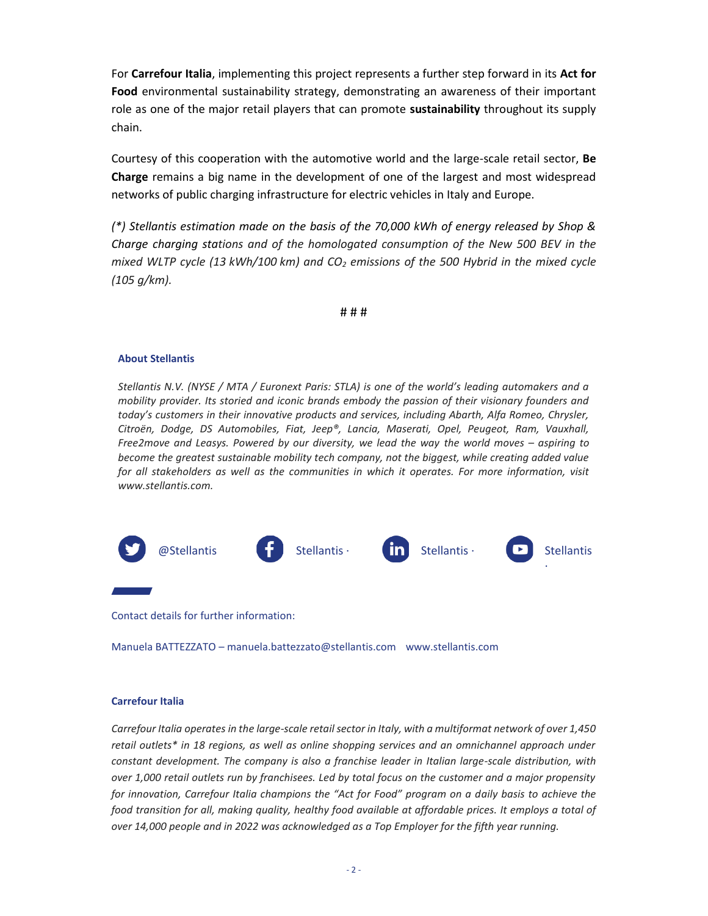For **Carrefour Italia**, implementing this project represents a further step forward in its **Act for Food** environmental sustainability strategy, demonstrating an awareness of their important role as one of the major retail players that can promote **sustainability** throughout its supply chain.

Courtesy of this cooperation with the automotive world and the large-scale retail sector, **Be Charge** remains a big name in the development of one of the largest and most widespread networks of public charging infrastructure for electric vehicles in Italy and Europe.

*(\*) Stellantis estimation made on the basis of the 70,000 kWh of energy released by Shop & Charge charging stations and of the homologated consumption of the New 500 BEV in the mixed WLTP cycle (13 kWh/100 km) and $CO_2$ emissions of the 500 Hybrid in the mixed cycle (105 g/km).*

# # #

**About Stellantis**

*Stellantis N.V. (NYSE / MTA / Euronext Paris: STLA) is one of the world's leading automakers and a mobility provider. Its storied and iconic brands embody the passion of their visionary founders and today's customers in their innovative products and services, including Abarth, Alfa Romeo, Chrysler, Citroën, Dodge, DS Automobiles, Fiat, Jeep®, Lancia, Maserati, Opel, Peugeot, Ram, Vauxhall, Free2move and Leasys. Powered by our diversity, we lead the way the world moves – aspiring to become the greatest sustainable mobility tech company, not the biggest, while creating added value for all stakeholders as well as the communities in which it operates. For more information, visit www.stellantis.com.*

@Stellantis    Stellantis ·    Stellantis ·    Stellantis ·

Contact details for further information:

Manuela BATTEZZATO – manuela.battezzato@stellantis.com    www.stellantis.com

**Carrefour Italia**

*Carrefour Italia operates in the large-scale retail sector in Italy, with a multiformat network of over 1,450 retail outlets\* in 18 regions, as well as online shopping services and an omnichannel approach under constant development. The company is also a franchise leader in Italian large-scale distribution, with over 1,000 retail outlets run by franchisees. Led by total focus on the customer and a major propensity for innovation, Carrefour Italia champions the "Act for Food" program on a daily basis to achieve the food transition for all, making quality, healthy food available at affordable prices. It employs a total of over 14,000 people and in 2022 was acknowledged as a Top Employer for the fifth year running.*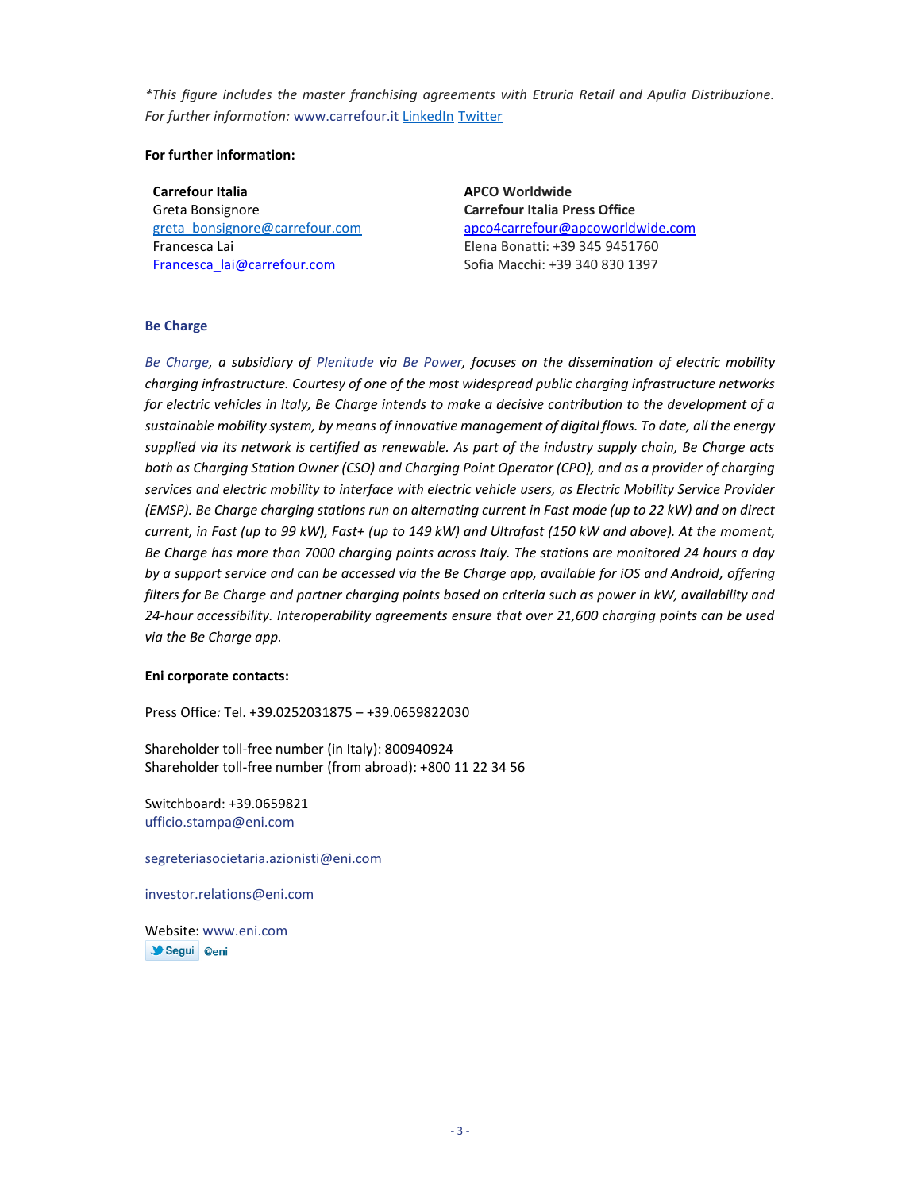*\*This figure includes the master franchising agreements with Etruria Retail and Apulia Distribuzione. For further information:* www.carrefour.it LinkedIn Twitter

**For further information:**

**Carrefour Italia**
Greta Bonsignore
greta_bonsignore@carrefour.com
Francesca Lai
Francesca_lai@carrefour.com

**APCO Worldwide**
**Carrefour Italia Press Office**
apco4carrefour@apcoworldwide.com
Elena Bonatti: +39 345 9451760
Sofia Macchi: +39 340 830 1397

**Be Charge**

*Be Charge, a subsidiary of Plenitude via Be Power, focuses on the dissemination of electric mobility charging infrastructure. Courtesy of one of the most widespread public charging infrastructure networks for electric vehicles in Italy, Be Charge intends to make a decisive contribution to the development of a sustainable mobility system, by means of innovative management of digital flows. To date, all the energy supplied via its network is certified as renewable. As part of the industry supply chain, Be Charge acts both as Charging Station Owner (CSO) and Charging Point Operator (CPO), and as a provider of charging services and electric mobility to interface with electric vehicle users, as Electric Mobility Service Provider (EMSP). Be Charge charging stations run on alternating current in Fast mode (up to 22 kW) and on direct current, in Fast (up to 99 kW), Fast+ (up to 149 kW) and Ultrafast (150 kW and above). At the moment, Be Charge has more than 7000 charging points across Italy. The stations are monitored 24 hours a day by a support service and can be accessed via the Be Charge app, available for iOS and Android, offering filters for Be Charge and partner charging points based on criteria such as power in kW, availability and 24-hour accessibility. Interoperability agreements ensure that over 21,600 charging points can be used via the Be Charge app.*

**Eni corporate contacts:**

Press Office: Tel. +39.0252031875 – +39.0659822030

Shareholder toll-free number (in Italy): 800940924
Shareholder toll-free number (from abroad): +800 11 22 34 56

Switchboard: +39.0659821
ufficio.stampa@eni.com

segreteriasocietaria.azionisti@eni.com

investor.relations@eni.com

Website: www.eni.com
Segui @eni